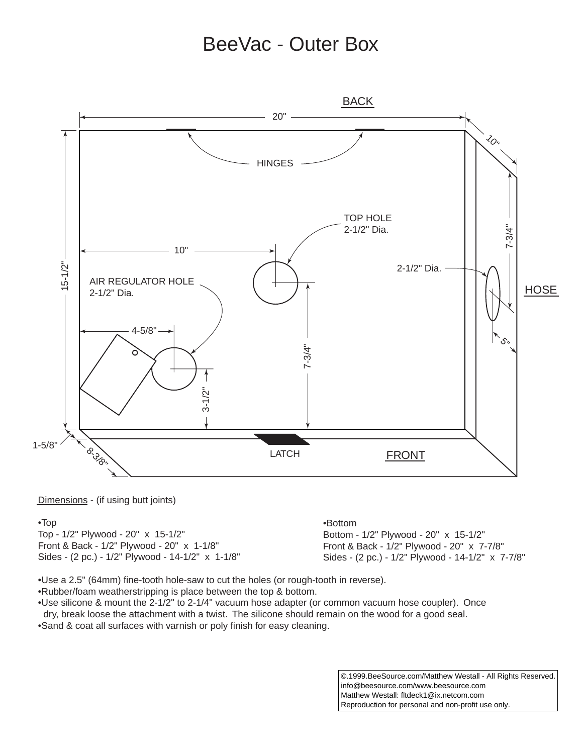# BeeVac - Outer Box

Dimensions - (if using butt joints)

•Top
Top - 1/2" Plywood - 20" x 15-1/2"
Front & Back - 1/2" Plywood - 20" x 1-1/8"
Sides - (2 pc.) - 1/2" Plywood - 14-1/2" x 1-1/8"

•Bottom
Bottom - 1/2" Plywood - 20" x 15-1/2"
Front & Back - 1/2" Plywood - 20" x 7-7/8"
Sides - (2 pc.) - 1/2" Plywood - 14-1/2" x 7-7/8"

- Use a 2.5" (64mm) fine-tooth hole-saw to cut the holes (or rough-tooth in reverse).
- Rubber/foam weatherstripping is place between the top & bottom.
- Use silicone & mount the 2-1/2" to 2-1/4" vacuum hose adapter (or common vacuum hose coupler). Once dry, break loose the attachment with a twist. The silicone should remain on the wood for a good seal.
- Sand & coat all surfaces with varnish or poly finish for easy cleaning.

©.1999.BeeSource.com/Matthew Westall - All Rights Reserved.
info@beesource.com/www.beesource.com
Matthew Westall: fltdeck1@ix.netcom.com
Reproduction for personal and non-profit use only.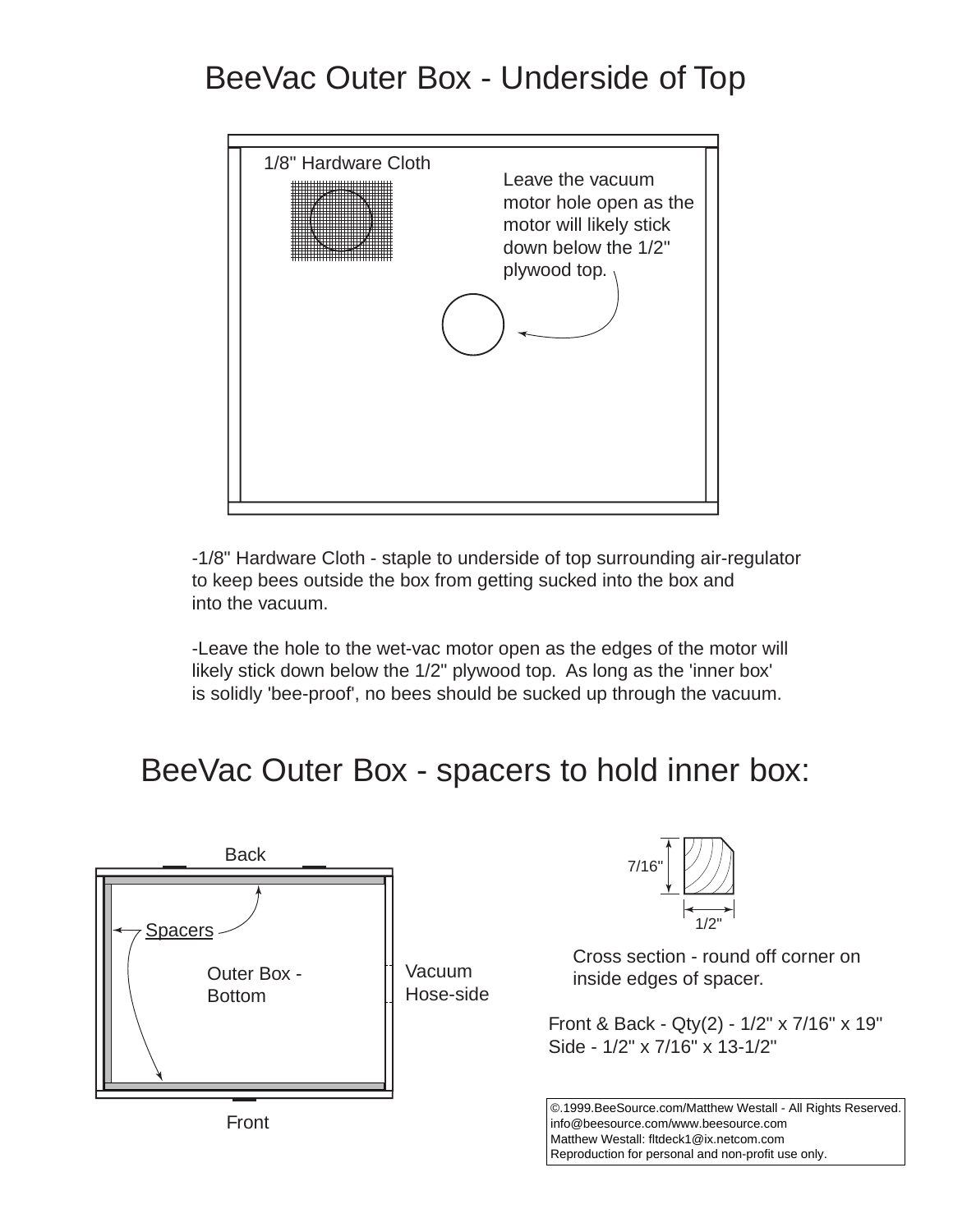# BeeVac Outer Box - Underside of Top

1/8" Hardware Cloth

Leave the vacuum motor hole open as the motor will likely stick down below the 1/2" plywood top.

-1/8" Hardware Cloth - staple to underside of top surrounding air-regulator to keep bees outside the box from getting sucked into the box and into the vacuum.

-Leave the hole to the wet-vac motor open as the edges of the motor will likely stick down below the 1/2" plywood top. As long as the 'inner box' is solidly 'bee-proof', no bees should be sucked up through the vacuum.

# BeeVac Outer Box - spacers to hold inner box:

Back

Spacers

Outer Box - Bottom

Vacuum Hose-side

Front

7/16"

1/2"

Cross section - round off corner on inside edges of spacer.

Front & Back - Qty(2) - 1/2" x 7/16" x 19"
Side - 1/2" x 7/16" x 13-1/2"

©.1999.BeeSource.com/Matthew Westall - All Rights Reserved.
info@beesource.com/www.beesource.com
Matthew Westall: fltdeck1@ix.netcom.com
Reproduction for personal and non-profit use only.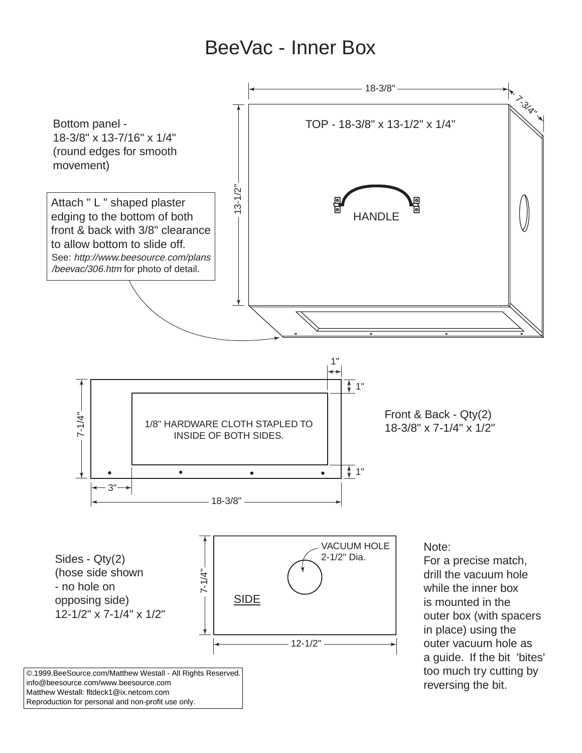# BeeVac - Inner Box

Bottom panel -
18-3/8" x 13-7/16" x 1/4"
(round edges for smooth movement)

Attach " L " shaped plaster edging to the bottom of both front & back with 3/8" clearance to allow bottom to slide off.
See: *http://www.beesource.com/plans/beevac/306.htm* for photo of detail.

18-3/8"

7-3/4"

13-1/2"

TOP - 18-3/8" x 13-1/2" x 1/4"

HANDLE

1"

1"

7-1/4"

1/8" HARDWARE CLOTH STAPLED TO INSIDE OF BOTH SIDES.

1"

3"

18-3/8"

Front & Back - Qty(2)
18-3/8" x 7-1/4" x 1/2"

Sides - Qty(2)
(hose side shown - no hole on opposing side)
12-1/2" x 7-1/4" x 1/2"

7-1/4"

VACUUM HOLE
2-1/2" Dia.

SIDE

12-1/2"

Note:
For a precise match, drill the vacuum hole while the inner box is mounted in the outer box (with spacers in place) using the outer vacuum hole as a guide. If the bit 'bites' too much try cutting by reversing the bit.

©.1999.BeeSource.com/Matthew Westall - All Rights Reserved.
info@beesource.com/www.beesource.com
Matthew Westall: fltdeck1@ix.netcom.com
Reproduction for personal and non-profit use only.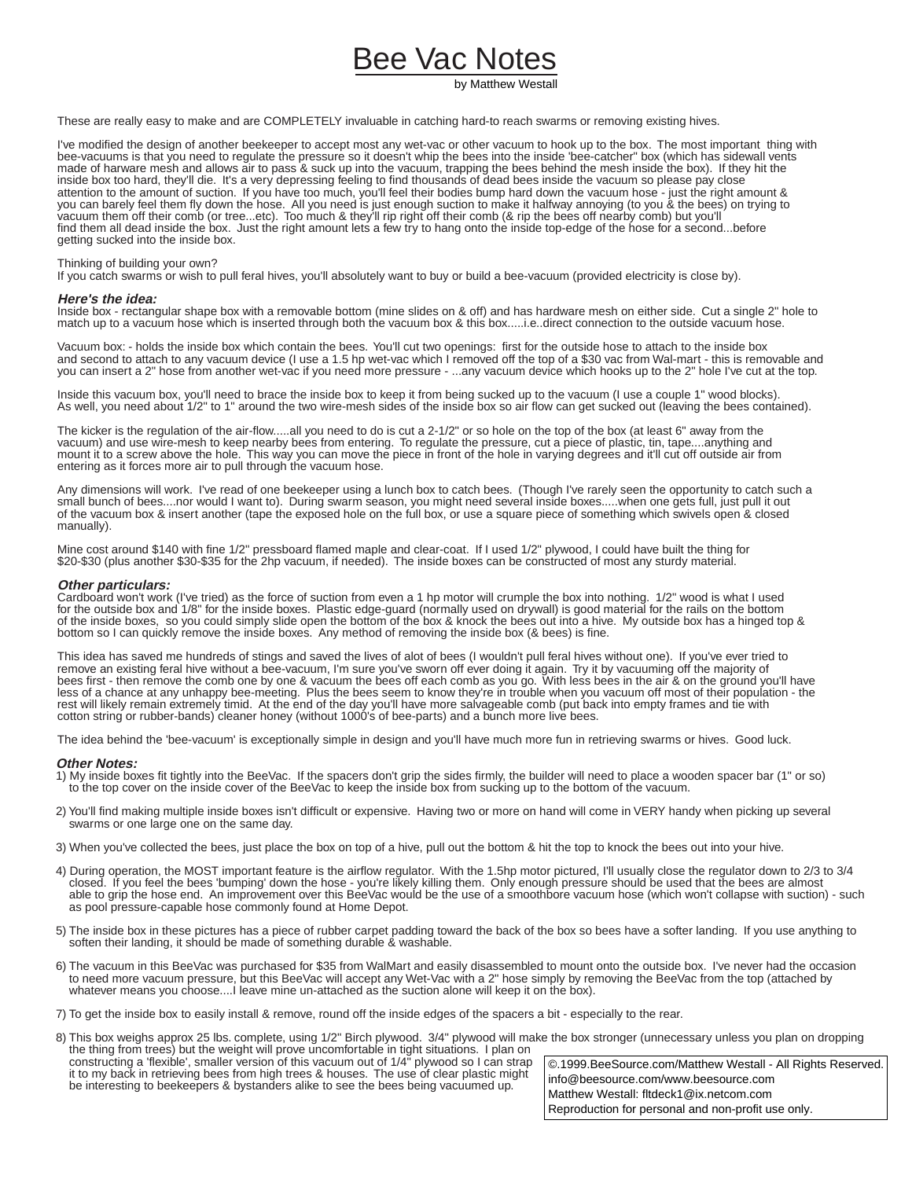# Bee Vac Notes

by Matthew Westall

These are really easy to make and are COMPLETELY invaluable in catching hard-to reach swarms or removing existing hives.

I've modified the design of another beekeeper to accept most any wet-vac or other vacuum to hook up to the box. The most important thing with bee-vacuums is that you need to regulate the pressure so it doesn't whip the bees into the inside 'bee-catcher" box (which has sidewall vents made of harware mesh and allows air to pass & suck up into the vacuum, trapping the bees behind the mesh inside the box). If they hit the inside box too hard, they'll die. It's a very depressing feeling to find thousands of dead bees inside the vacuum so please pay close attention to the amount of suction. If you have too much, you'll feel their bodies bump hard down the vacuum hose - just the right amount & you can barely feel them fly down the hose. All you need is just enough suction to make it halfway annoying (to you & the bees) on trying to vacuum them off their comb (or tree...etc). Too much & they'll rip right off their comb (& rip the bees off nearby comb) but you'll find them all dead inside the box. Just the right amount lets a few try to hang onto the inside top-edge of the hose for a second...before getting sucked into the inside box.

Thinking of building your own?
If you catch swarms or wish to pull feral hives, you'll absolutely want to buy or build a bee-vacuum (provided electricity is close by).

### *Here's the idea:*

Inside box - rectangular shape box with a removable bottom (mine slides on & off) and has hardware mesh on either side. Cut a single 2" hole to match up to a vacuum hose which is inserted through both the vacuum box & this box.....i.e..direct connection to the outside vacuum hose.

Vacuum box: - holds the inside box which contain the bees. You'll cut two openings: first for the outside hose to attach to the inside box and second to attach to any vacuum device (I use a 1.5 hp wet-vac which I removed off the top of a $30 vac from Wal-mart - this is removable and you can insert a 2" hose from another wet-vac if you need more pressure - ...any vacuum device which hooks up to the 2" hole I've cut at the top.

Inside this vacuum box, you'll need to brace the inside box to keep it from being sucked up to the vacuum (I use a couple 1" wood blocks). As well, you need about 1/2" to 1" around the two wire-mesh sides of the inside box so air flow can get sucked out (leaving the bees contained).

The kicker is the regulation of the air-flow.....all you need to do is cut a 2-1/2" or so hole on the top of the box (at least 6" away from the vacuum) and use wire-mesh to keep nearby bees from entering. To regulate the pressure, cut a piece of plastic, tin, tape....anything and mount it to a screw above the hole. This way you can move the piece in front of the hole in varying degrees and it'll cut off outside air from entering as it forces more air to pull through the vacuum hose.

Any dimensions will work. I've read of one beekeeper using a lunch box to catch bees. (Though I've rarely seen the opportunity to catch such a small bunch of bees....nor would I want to). During swarm season, you might need several inside boxes.....when one gets full, just pull it out of the vacuum box & insert another (tape the exposed hole on the full box, or use a square piece of something which swivels open & closed manually).

Mine cost around $140 with fine 1/2" pressboard flamed maple and clear-coat. If I used 1/2" plywood, I could have built the thing for $20-$30 (plus another $30-$35 for the 2hp vacuum, if needed). The inside boxes can be constructed of most any sturdy material.

### *Other particulars:*

Cardboard won't work (I've tried) as the force of suction from even a 1 hp motor will crumple the box into nothing. 1/2" wood is what I used for the outside box and 1/8" for the inside boxes. Plastic edge-guard (normally used on drywall) is good material for the rails on the bottom of the inside boxes, so you could simply slide open the bottom of the box & knock the bees out into a hive. My outside box has a hinged top & bottom so I can quickly remove the inside boxes. Any method of removing the inside box (& bees) is fine.

This idea has saved me hundreds of stings and saved the lives of alot of bees (I wouldn't pull feral hives without one). If you've ever tried to remove an existing feral hive without a bee-vacuum, I'm sure you've sworn off ever doing it again. Try it by vacuuming off the majority of bees first - then remove the comb one by one & vacuum the bees off each comb as you go. With less bees in the air & on the ground you'll have less of a chance at any unhappy bee-meeting. Plus the bees seem to know they're in trouble when you vacuum off most of their population - the rest will likely remain extremely timid. At the end of the day you'll have more salvageable comb (put back into empty frames and tie with cotton string or rubber-bands) cleaner honey (without 1000's of bee-parts) and a bunch more live bees.

The idea behind the 'bee-vacuum' is exceptionally simple in design and you'll have much more fun in retrieving swarms or hives. Good luck.

### *Other Notes:*

1) My inside boxes fit tightly into the BeeVac. If the spacers don't grip the sides firmly, the builder will need to place a wooden spacer bar (1" or so) to the top cover on the inside cover of the BeeVac to keep the inside box from sucking up to the bottom of the vacuum.

2) You'll find making multiple inside boxes isn't difficult or expensive. Having two or more on hand will come in VERY handy when picking up several swarms or one large one on the same day.

3) When you've collected the bees, just place the box on top of a hive, pull out the bottom & hit the top to knock the bees out into your hive.

4) During operation, the MOST important feature is the airflow regulator. With the 1.5hp motor pictured, I'll usually close the regulator down to 2/3 to 3/4 closed. If you feel the bees 'bumping' down the hose - you're likely killing them. Only enough pressure should be used that the bees are almost able to grip the hose end. An improvement over this BeeVac would be the use of a smoothbore vacuum hose (which won't collapse with suction) - such as pool pressure-capable hose commonly found at Home Depot.

5) The inside box in these pictures has a piece of rubber carpet padding toward the back of the box so bees have a softer landing. If you use anything to soften their landing, it should be made of something durable & washable.

6) The vacuum in this BeeVac was purchased for $35 from WalMart and easily disassembled to mount onto the outside box. I've never had the occasion to need more vacuum pressure, but this BeeVac will accept any Wet-Vac with a 2" hose simply by removing the BeeVac from the top (attached by whatever means you choose....I leave mine un-attached as the suction alone will keep it on the box).

7) To get the inside box to easily install & remove, round off the inside edges of the spacers a bit - especially to the rear.

8) This box weighs approx 25 lbs. complete, using 1/2" Birch plywood. 3/4" plywood will make the box stronger (unnecessary unless you plan on dropping the thing from trees) but the weight will prove uncomfortable in tight situations. I plan on constructing a 'flexible', smaller version of this vacuum out of 1/4" plywood so I can strap it to my back in retrieving bees from high trees & houses. The use of clear plastic might be interesting to beekeepers & bystanders alike to see the bees being vacuumed up.

©.1999.BeeSource.com/Matthew Westall - All Rights Reserved.
info@beesource.com/www.beesource.com
Matthew Westall: fltdeck1@ix.netcom.com
Reproduction for personal and non-profit use only.